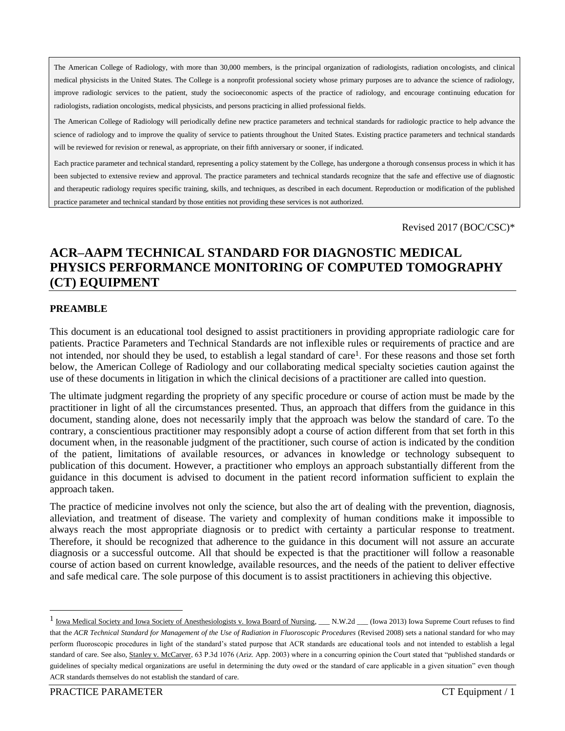The American College of Radiology, with more than 30,000 members, is the principal organization of radiologists, radiation oncologists, and clinical medical physicists in the United States. The College is a nonprofit professional society whose primary purposes are to advance the science of radiology, improve radiologic services to the patient, study the socioeconomic aspects of the practice of radiology, and encourage continuing education for radiologists, radiation oncologists, medical physicists, and persons practicing in allied professional fields.

The American College of Radiology will periodically define new practice parameters and technical standards for radiologic practice to help advance the science of radiology and to improve the quality of service to patients throughout the United States. Existing practice parameters and technical standards will be reviewed for revision or renewal, as appropriate, on their fifth anniversary or sooner, if indicated.

Each practice parameter and technical standard, representing a policy statement by the College, has undergone a thorough consensus process in which it has been subjected to extensive review and approval. The practice parameters and technical standards recognize that the safe and effective use of diagnostic and therapeutic radiology requires specific training, skills, and techniques, as described in each document. Reproduction or modification of the published practice parameter and technical standard by those entities not providing these services is not authorized.

Revised 2017 (BOC/CSC)*

# ACR–AAPM TECHNICAL STANDARD FOR DIAGNOSTIC MEDICAL PHYSICS PERFORMANCE MONITORING OF COMPUTED TOMOGRAPHY (CT) EQUIPMENT

## PREAMBLE

This document is an educational tool designed to assist practitioners in providing appropriate radiologic care for patients. Practice Parameters and Technical Standards are not inflexible rules or requirements of practice and are not intended, nor should they be used, to establish a legal standard of care[1]. For these reasons and those set forth below, the American College of Radiology and our collaborating medical specialty societies caution against the use of these documents in litigation in which the clinical decisions of a practitioner are called into question.

The ultimate judgment regarding the propriety of any specific procedure or course of action must be made by the practitioner in light of all the circumstances presented. Thus, an approach that differs from the guidance in this document, standing alone, does not necessarily imply that the approach was below the standard of care. To the contrary, a conscientious practitioner may responsibly adopt a course of action different from that set forth in this document when, in the reasonable judgment of the practitioner, such course of action is indicated by the condition of the patient, limitations of available resources, or advances in knowledge or technology subsequent to publication of this document. However, a practitioner who employs an approach substantially different from the guidance in this document is advised to document in the patient record information sufficient to explain the approach taken.

The practice of medicine involves not only the science, but also the art of dealing with the prevention, diagnosis, alleviation, and treatment of disease. The variety and complexity of human conditions make it impossible to always reach the most appropriate diagnosis or to predict with certainty a particular response to treatment. Therefore, it should be recognized that adherence to the guidance in this document will not assure an accurate diagnosis or a successful outcome. All that should be expected is that the practitioner will follow a reasonable course of action based on current knowledge, available resources, and the needs of the patient to deliver effective and safe medical care. The sole purpose of this document is to assist practitioners in achieving this objective.

[1] Iowa Medical Society and Iowa Society of Anesthesiologists v. Iowa Board of Nursing, ___ N.W.2d ___ (Iowa 2013) Iowa Supreme Court refuses to find that the *ACR Technical Standard for Management of the Use of Radiation in Fluoroscopic Procedures* (Revised 2008) sets a national standard for who may perform fluoroscopic procedures in light of the standard's stated purpose that ACR standards are educational tools and not intended to establish a legal standard of care. See also, Stanley v. McCarver, 63 P.3d 1076 (Ariz. App. 2003) where in a concurring opinion the Court stated that "published standards or guidelines of specialty medical organizations are useful in determining the duty owed or the standard of care applicable in a given situation" even though ACR standards themselves do not establish the standard of care.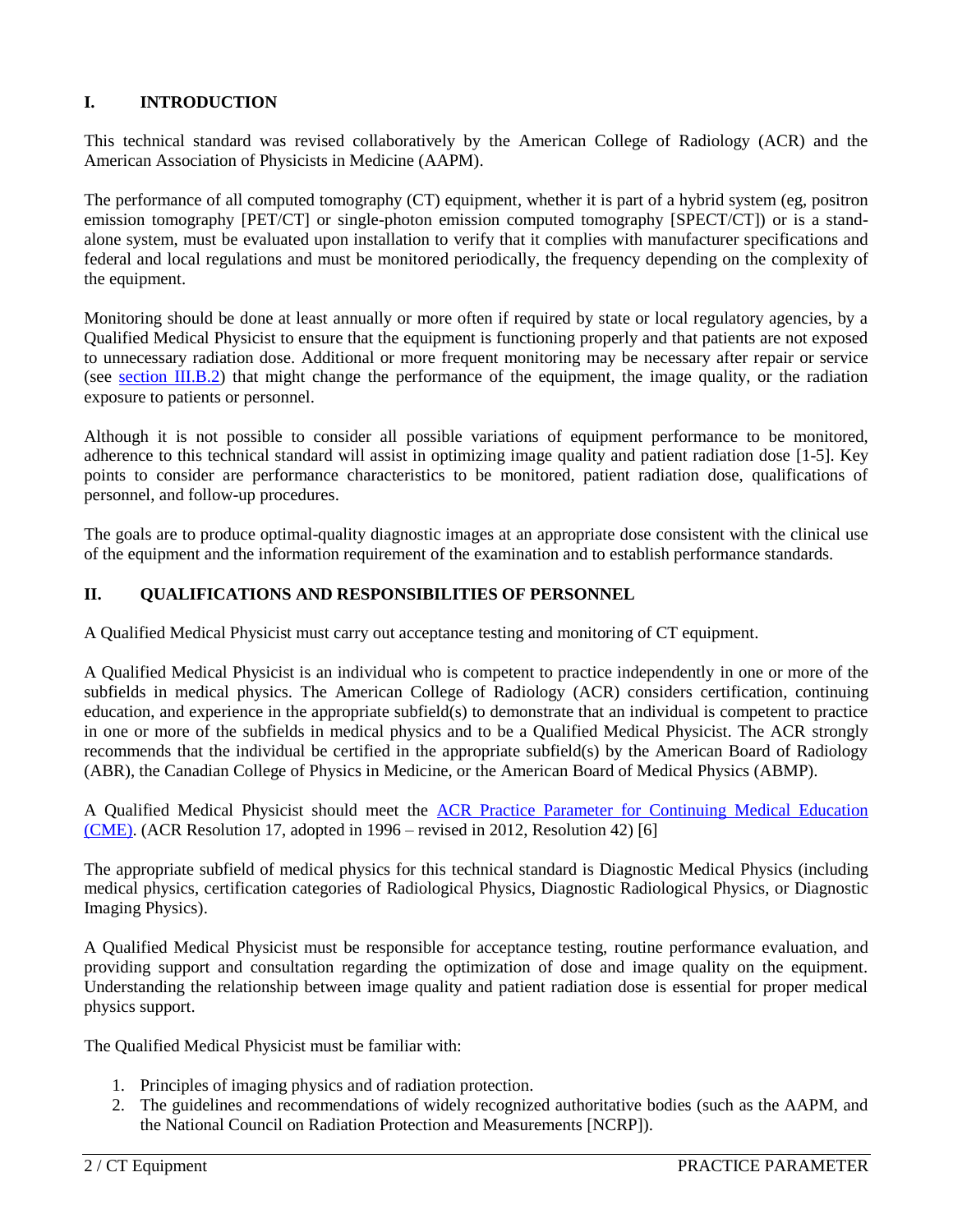## I. INTRODUCTION

This technical standard was revised collaboratively by the American College of Radiology (ACR) and the American Association of Physicists in Medicine (AAPM).

The performance of all computed tomography (CT) equipment, whether it is part of a hybrid system (eg, positron emission tomography [PET/CT] or single-photon emission computed tomography [SPECT/CT]) or is a stand-alone system, must be evaluated upon installation to verify that it complies with manufacturer specifications and federal and local regulations and must be monitored periodically, the frequency depending on the complexity of the equipment.

Monitoring should be done at least annually or more often if required by state or local regulatory agencies, by a Qualified Medical Physicist to ensure that the equipment is functioning properly and that patients are not exposed to unnecessary radiation dose. Additional or more frequent monitoring may be necessary after repair or service (see section III.B.2) that might change the performance of the equipment, the image quality, or the radiation exposure to patients or personnel.

Although it is not possible to consider all possible variations of equipment performance to be monitored, adherence to this technical standard will assist in optimizing image quality and patient radiation dose [1-5]. Key points to consider are performance characteristics to be monitored, patient radiation dose, qualifications of personnel, and follow-up procedures.

The goals are to produce optimal-quality diagnostic images at an appropriate dose consistent with the clinical use of the equipment and the information requirement of the examination and to establish performance standards.

## II. QUALIFICATIONS AND RESPONSIBILITIES OF PERSONNEL

A Qualified Medical Physicist must carry out acceptance testing and monitoring of CT equipment.

A Qualified Medical Physicist is an individual who is competent to practice independently in one or more of the subfields in medical physics. The American College of Radiology (ACR) considers certification, continuing education, and experience in the appropriate subfield(s) to demonstrate that an individual is competent to practice in one or more of the subfields in medical physics and to be a Qualified Medical Physicist. The ACR strongly recommends that the individual be certified in the appropriate subfield(s) by the American Board of Radiology (ABR), the Canadian College of Physics in Medicine, or the American Board of Medical Physics (ABMP).

A Qualified Medical Physicist should meet the ACR Practice Parameter for Continuing Medical Education (CME). (ACR Resolution 17, adopted in 1996 – revised in 2012, Resolution 42) [6]

The appropriate subfield of medical physics for this technical standard is Diagnostic Medical Physics (including medical physics, certification categories of Radiological Physics, Diagnostic Radiological Physics, or Diagnostic Imaging Physics).

A Qualified Medical Physicist must be responsible for acceptance testing, routine performance evaluation, and providing support and consultation regarding the optimization of dose and image quality on the equipment. Understanding the relationship between image quality and patient radiation dose is essential for proper medical physics support.

The Qualified Medical Physicist must be familiar with:

1. Principles of imaging physics and of radiation protection.
2. The guidelines and recommendations of widely recognized authoritative bodies (such as the AAPM, and the National Council on Radiation Protection and Measurements [NCRP]).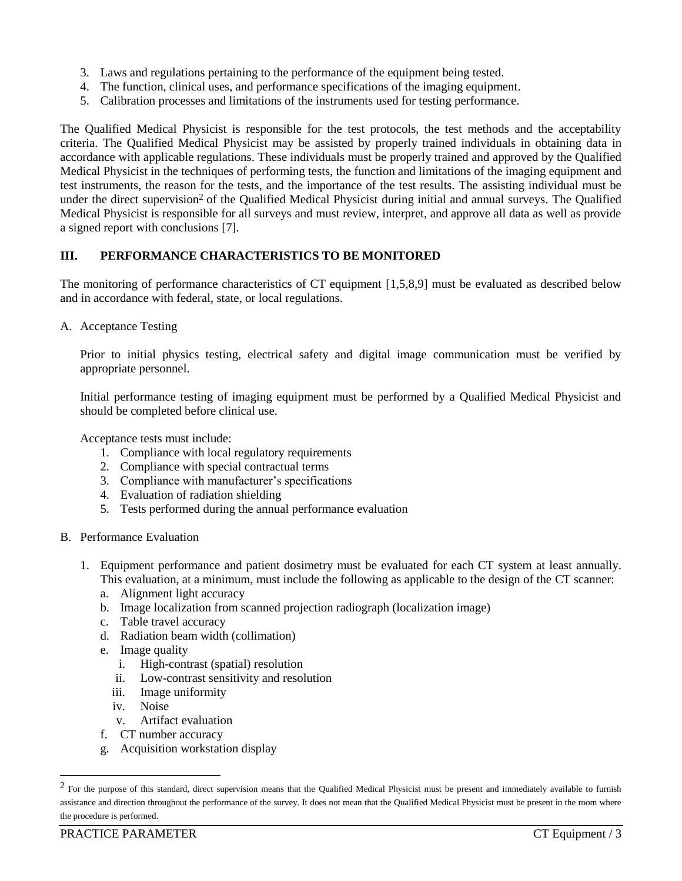3. Laws and regulations pertaining to the performance of the equipment being tested.
4. The function, clinical uses, and performance specifications of the imaging equipment.
5. Calibration processes and limitations of the instruments used for testing performance.

The Qualified Medical Physicist is responsible for the test protocols, the test methods and the acceptability criteria. The Qualified Medical Physicist may be assisted by properly trained individuals in obtaining data in accordance with applicable regulations. These individuals must be properly trained and approved by the Qualified Medical Physicist in the techniques of performing tests, the function and limitations of the imaging equipment and test instruments, the reason for the tests, and the importance of the test results. The assisting individual must be under the direct supervision[2] of the Qualified Medical Physicist during initial and annual surveys. The Qualified Medical Physicist is responsible for all surveys and must review, interpret, and approve all data as well as provide a signed report with conclusions [7].

## III. PERFORMANCE CHARACTERISTICS TO BE MONITORED

The monitoring of performance characteristics of CT equipment [1,5,8,9] must be evaluated as described below and in accordance with federal, state, or local regulations.

A. Acceptance Testing

Prior to initial physics testing, electrical safety and digital image communication must be verified by appropriate personnel.

Initial performance testing of imaging equipment must be performed by a Qualified Medical Physicist and should be completed before clinical use.

Acceptance tests must include:

1. Compliance with local regulatory requirements
2. Compliance with special contractual terms
3. Compliance with manufacturer's specifications
4. Evaluation of radiation shielding
5. Tests performed during the annual performance evaluation

B. Performance Evaluation

1. Equipment performance and patient dosimetry must be evaluated for each CT system at least annually. This evaluation, at a minimum, must include the following as applicable to the design of the CT scanner:
   a. Alignment light accuracy
   b. Image localization from scanned projection radiograph (localization image)
   c. Table travel accuracy
   d. Radiation beam width (collimation)
   e. Image quality
      i. High-contrast (spatial) resolution
      ii. Low-contrast sensitivity and resolution
      iii. Image uniformity
      iv. Noise
      v. Artifact evaluation
   f. CT number accuracy
   g. Acquisition workstation display

[2] For the purpose of this standard, direct supervision means that the Qualified Medical Physicist must be present and immediately available to furnish assistance and direction throughout the performance of the survey. It does not mean that the Qualified Medical Physicist must be present in the room where the procedure is performed.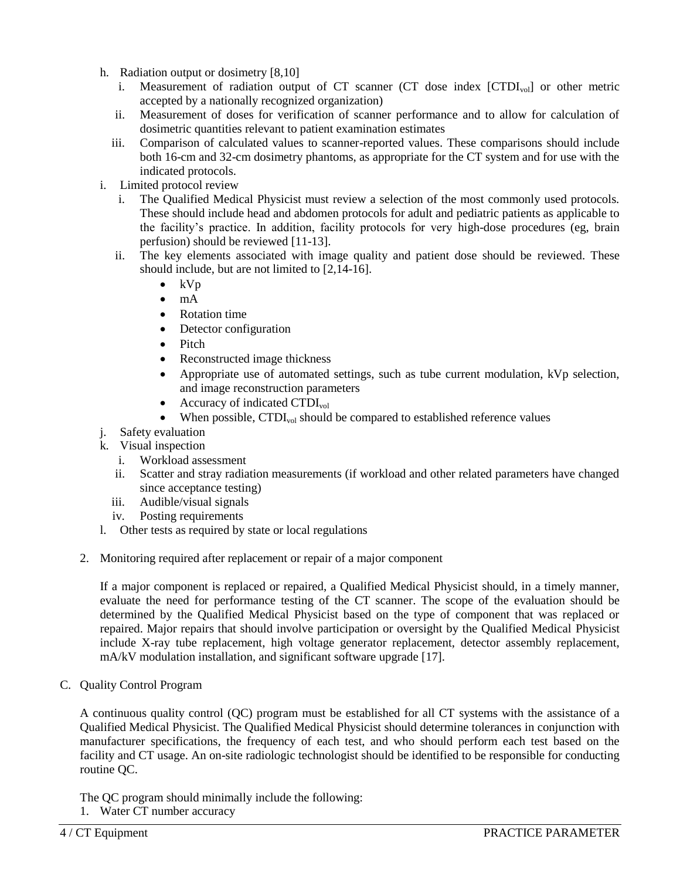h. Radiation output or dosimetry [8,10]
   i. Measurement of radiation output of CT scanner (CT dose index [$CTDI_{vol}$] or other metric accepted by a nationally recognized organization)
   ii. Measurement of doses for verification of scanner performance and to allow for calculation of dosimetric quantities relevant to patient examination estimates
   iii. Comparison of calculated values to scanner-reported values. These comparisons should include both 16-cm and 32-cm dosimetry phantoms, as appropriate for the CT system and for use with the indicated protocols.
i. Limited protocol review
   i. The Qualified Medical Physicist must review a selection of the most commonly used protocols. These should include head and abdomen protocols for adult and pediatric patients as applicable to the facility's practice. In addition, facility protocols for very high-dose procedures (eg, brain perfusion) should be reviewed [11-13].
   ii. The key elements associated with image quality and patient dose should be reviewed. These should include, but are not limited to [2,14-16].
      - kVp
      - mA
      - Rotation time
      - Detector configuration
      - Pitch
      - Reconstructed image thickness
      - Appropriate use of automated settings, such as tube current modulation, kVp selection, and image reconstruction parameters
      - Accuracy of indicated $CTDI_{vol}$
      - When possible, $CTDI_{vol}$ should be compared to established reference values
j. Safety evaluation
k. Visual inspection
   i. Workload assessment
   ii. Scatter and stray radiation measurements (if workload and other related parameters have changed since acceptance testing)
   iii. Audible/visual signals
   iv. Posting requirements
l. Other tests as required by state or local regulations

2. Monitoring required after replacement or repair of a major component

   If a major component is replaced or repaired, a Qualified Medical Physicist should, in a timely manner, evaluate the need for performance testing of the CT scanner. The scope of the evaluation should be determined by the Qualified Medical Physicist based on the type of component that was replaced or repaired. Major repairs that should involve participation or oversight by the Qualified Medical Physicist include X-ray tube replacement, high voltage generator replacement, detector assembly replacement, mA/kV modulation installation, and significant software upgrade [17].

C. Quality Control Program

A continuous quality control (QC) program must be established for all CT systems with the assistance of a Qualified Medical Physicist. The Qualified Medical Physicist should determine tolerances in conjunction with manufacturer specifications, the frequency of each test, and who should perform each test based on the facility and CT usage. An on-site radiologic technologist should be identified to be responsible for conducting routine QC.

The QC program should minimally include the following:

1. Water CT number accuracy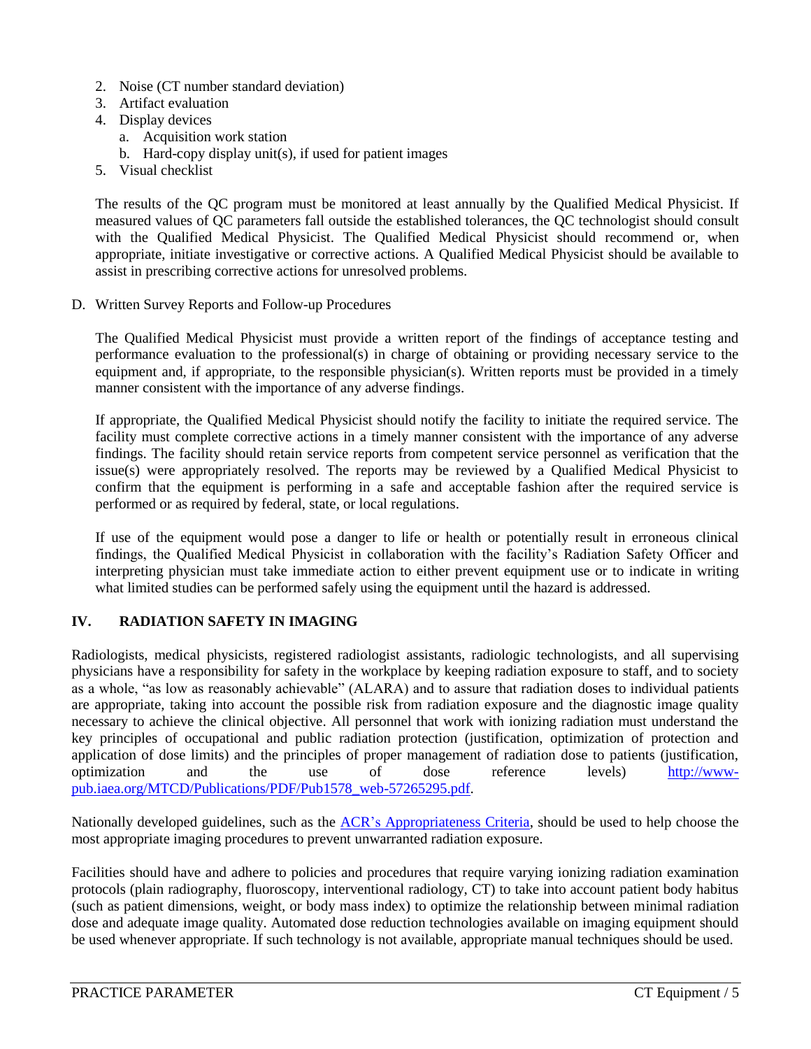2. Noise (CT number standard deviation)
3. Artifact evaluation
4. Display devices
   a. Acquisition work station
   b. Hard-copy display unit(s), if used for patient images
5. Visual checklist

The results of the QC program must be monitored at least annually by the Qualified Medical Physicist. If measured values of QC parameters fall outside the established tolerances, the QC technologist should consult with the Qualified Medical Physicist. The Qualified Medical Physicist should recommend or, when appropriate, initiate investigative or corrective actions. A Qualified Medical Physicist should be available to assist in prescribing corrective actions for unresolved problems.

D. Written Survey Reports and Follow-up Procedures

The Qualified Medical Physicist must provide a written report of the findings of acceptance testing and performance evaluation to the professional(s) in charge of obtaining or providing necessary service to the equipment and, if appropriate, to the responsible physician(s). Written reports must be provided in a timely manner consistent with the importance of any adverse findings.

If appropriate, the Qualified Medical Physicist should notify the facility to initiate the required service. The facility must complete corrective actions in a timely manner consistent with the importance of any adverse findings. The facility should retain service reports from competent service personnel as verification that the issue(s) were appropriately resolved. The reports may be reviewed by a Qualified Medical Physicist to confirm that the equipment is performing in a safe and acceptable fashion after the required service is performed or as required by federal, state, or local regulations.

If use of the equipment would pose a danger to life or health or potentially result in erroneous clinical findings, the Qualified Medical Physicist in collaboration with the facility's Radiation Safety Officer and interpreting physician must take immediate action to either prevent equipment use or to indicate in writing what limited studies can be performed safely using the equipment until the hazard is addressed.

## IV. RADIATION SAFETY IN IMAGING

Radiologists, medical physicists, registered radiologist assistants, radiologic technologists, and all supervising physicians have a responsibility for safety in the workplace by keeping radiation exposure to staff, and to society as a whole, "as low as reasonably achievable" (ALARA) and to assure that radiation doses to individual patients are appropriate, taking into account the possible risk from radiation exposure and the diagnostic image quality necessary to achieve the clinical objective. All personnel that work with ionizing radiation must understand the key principles of occupational and public radiation protection (justification, optimization of protection and application of dose limits) and the principles of proper management of radiation dose to patients (justification, optimization and the use of dose reference levels) http://www-pub.iaea.org/MTCD/Publications/PDF/Pub1578_web-57265295.pdf.

Nationally developed guidelines, such as the ACR's Appropriateness Criteria, should be used to help choose the most appropriate imaging procedures to prevent unwarranted radiation exposure.

Facilities should have and adhere to policies and procedures that require varying ionizing radiation examination protocols (plain radiography, fluoroscopy, interventional radiology, CT) to take into account patient body habitus (such as patient dimensions, weight, or body mass index) to optimize the relationship between minimal radiation dose and adequate image quality. Automated dose reduction technologies available on imaging equipment should be used whenever appropriate. If such technology is not available, appropriate manual techniques should be used.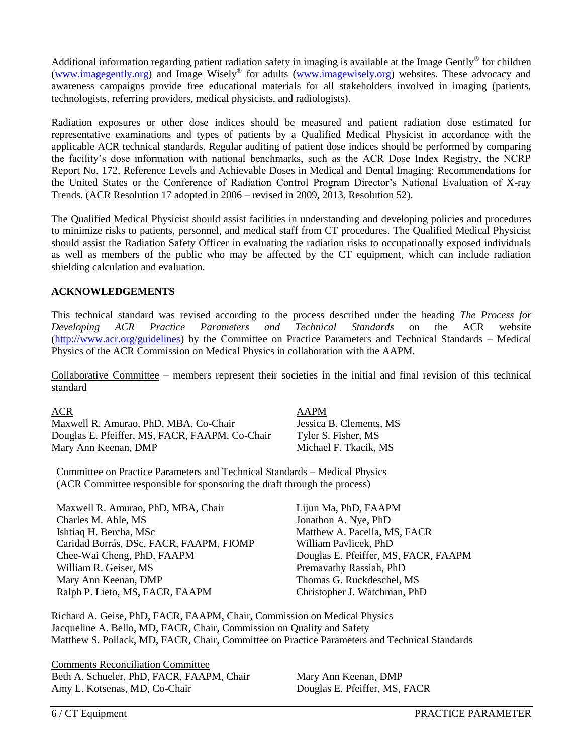Additional information regarding patient radiation safety in imaging is available at the Image Gently® for children (www.imagegently.org) and Image Wisely® for adults (www.imagewisely.org) websites. These advocacy and awareness campaigns provide free educational materials for all stakeholders involved in imaging (patients, technologists, referring providers, medical physicists, and radiologists).

Radiation exposures or other dose indices should be measured and patient radiation dose estimated for representative examinations and types of patients by a Qualified Medical Physicist in accordance with the applicable ACR technical standards. Regular auditing of patient dose indices should be performed by comparing the facility's dose information with national benchmarks, such as the ACR Dose Index Registry, the NCRP Report No. 172, Reference Levels and Achievable Doses in Medical and Dental Imaging: Recommendations for the United States or the Conference of Radiation Control Program Director's National Evaluation of X-ray Trends. (ACR Resolution 17 adopted in 2006 – revised in 2009, 2013, Resolution 52).

The Qualified Medical Physicist should assist facilities in understanding and developing policies and procedures to minimize risks to patients, personnel, and medical staff from CT procedures. The Qualified Medical Physicist should assist the Radiation Safety Officer in evaluating the radiation risks to occupationally exposed individuals as well as members of the public who may be affected by the CT equipment, which can include radiation shielding calculation and evaluation.

## ACKNOWLEDGEMENTS

This technical standard was revised according to the process described under the heading *The Process for Developing ACR Practice Parameters and Technical Standards* on the ACR website (http://www.acr.org/guidelines) by the Committee on Practice Parameters and Technical Standards – Medical Physics of the ACR Commission on Medical Physics in collaboration with the AAPM.

Collaborative Committee – members represent their societies in the initial and final revision of this technical standard

ACR
Maxwell R. Amurao, PhD, MBA, Co-Chair
Douglas E. Pfeiffer, MS, FACR, FAAPM, Co-Chair
Mary Ann Keenan, DMP

AAPM
Jessica B. Clements, MS
Tyler S. Fisher, MS
Michael F. Tkacik, MS

Committee on Practice Parameters and Technical Standards – Medical Physics
(ACR Committee responsible for sponsoring the draft through the process)

Maxwell R. Amurao, PhD, MBA, Chair
Charles M. Able, MS
Ishtiaq H. Bercha, MSc
Caridad Borrás, DSc, FACR, FAAPM, FIOMP
Chee-Wai Cheng, PhD, FAAPM
William R. Geiser, MS
Mary Ann Keenan, DMP
Ralph P. Lieto, MS, FACR, FAAPM
Lijun Ma, PhD, FAAPM
Jonathon A. Nye, PhD
Matthew A. Pacella, MS, FACR
William Pavlicek, PhD
Douglas E. Pfeiffer, MS, FACR, FAAPM
Premavathy Rassiah, PhD
Thomas G. Ruckdeschel, MS
Christopher J. Watchman, PhD

Richard A. Geise, PhD, FACR, FAAPM, Chair, Commission on Medical Physics
Jacqueline A. Bello, MD, FACR, Chair, Commission on Quality and Safety
Matthew S. Pollack, MD, FACR, Chair, Committee on Practice Parameters and Technical Standards

Comments Reconciliation Committee
Beth A. Schueler, PhD, FACR, FAAPM, Chair
Amy L. Kotsenas, MD, Co-Chair
Mary Ann Keenan, DMP
Douglas E. Pfeiffer, MS, FACR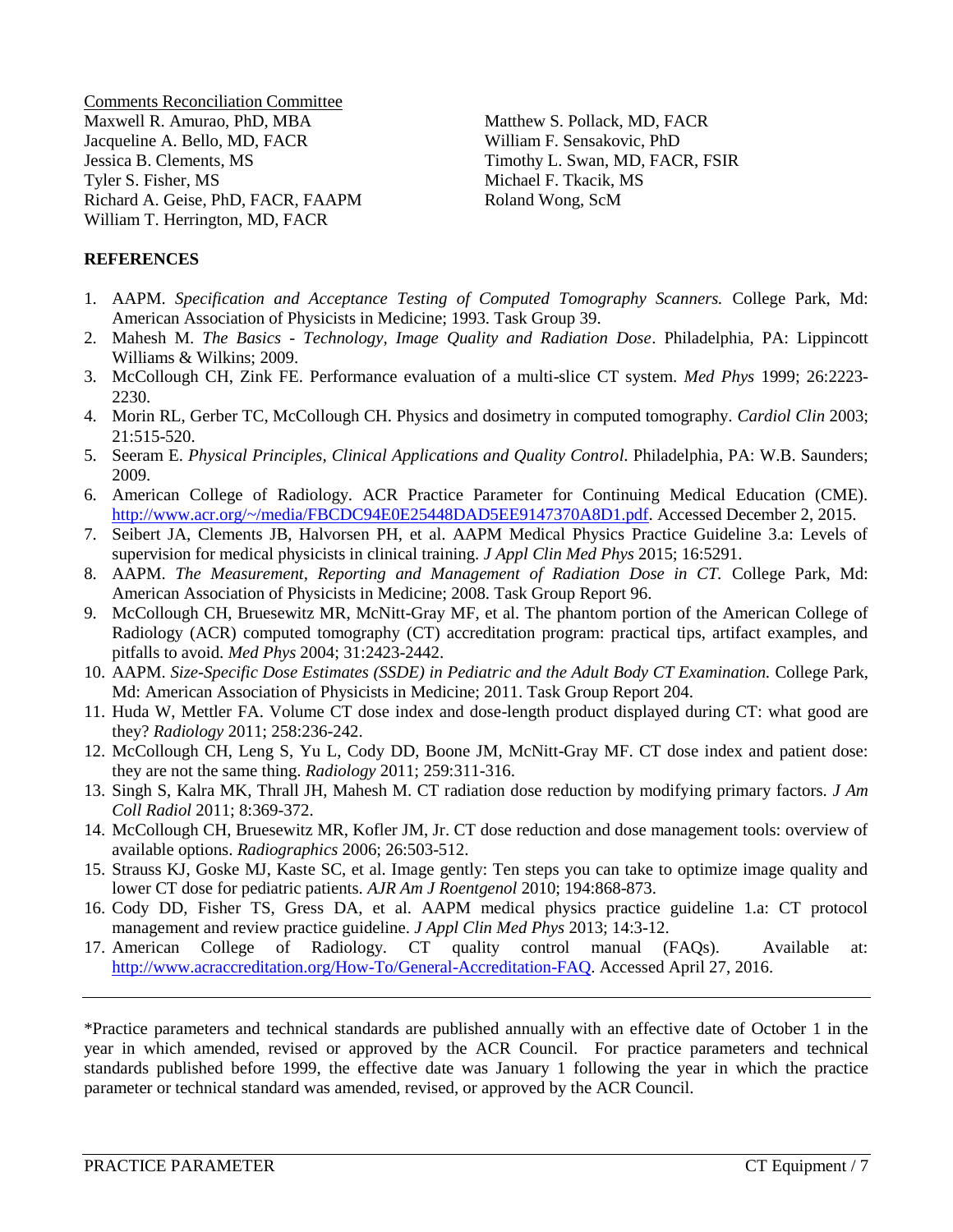Comments Reconciliation Committee

Maxwell R. Amurao, PhD, MBA
Jacqueline A. Bello, MD, FACR
Jessica B. Clements, MS
Tyler S. Fisher, MS
Richard A. Geise, PhD, FACR, FAAPM
William T. Herrington, MD, FACR
Matthew S. Pollack, MD, FACR
William F. Sensakovic, PhD
Timothy L. Swan, MD, FACR, FSIR
Michael F. Tkacik, MS
Roland Wong, ScM

**REFERENCES**

1. AAPM. *Specification and Acceptance Testing of Computed Tomography Scanners.* College Park, Md: American Association of Physicists in Medicine; 1993. Task Group 39.
2. Mahesh M. *The Basics - Technology, Image Quality and Radiation Dose*. Philadelphia, PA: Lippincott Williams & Wilkins; 2009.
3. McCollough CH, Zink FE. Performance evaluation of a multi-slice CT system. *Med Phys* 1999; 26:2223-2230.
4. Morin RL, Gerber TC, McCollough CH. Physics and dosimetry in computed tomography. *Cardiol Clin* 2003; 21:515-520.
5. Seeram E. *Physical Principles, Clinical Applications and Quality Control.* Philadelphia, PA: W.B. Saunders; 2009.
6. American College of Radiology. ACR Practice Parameter for Continuing Medical Education (CME). http://www.acr.org/~/media/FBCDC94E0E25448DAD5EE9147370A8D1.pdf. Accessed December 2, 2015.
7. Seibert JA, Clements JB, Halvorsen PH, et al. AAPM Medical Physics Practice Guideline 3.a: Levels of supervision for medical physicists in clinical training. *J Appl Clin Med Phys* 2015; 16:5291.
8. AAPM. *The Measurement, Reporting and Management of Radiation Dose in CT.* College Park, Md: American Association of Physicists in Medicine; 2008. Task Group Report 96.
9. McCollough CH, Bruesewitz MR, McNitt-Gray MF, et al. The phantom portion of the American College of Radiology (ACR) computed tomography (CT) accreditation program: practical tips, artifact examples, and pitfalls to avoid. *Med Phys* 2004; 31:2423-2442.
10. AAPM. *Size-Specific Dose Estimates (SSDE) in Pediatric and the Adult Body CT Examination.* College Park, Md: American Association of Physicists in Medicine; 2011. Task Group Report 204.
11. Huda W, Mettler FA. Volume CT dose index and dose-length product displayed during CT: what good are they? *Radiology* 2011; 258:236-242.
12. McCollough CH, Leng S, Yu L, Cody DD, Boone JM, McNitt-Gray MF. CT dose index and patient dose: they are not the same thing. *Radiology* 2011; 259:311-316.
13. Singh S, Kalra MK, Thrall JH, Mahesh M. CT radiation dose reduction by modifying primary factors. *J Am Coll Radiol* 2011; 8:369-372.
14. McCollough CH, Bruesewitz MR, Kofler JM, Jr. CT dose reduction and dose management tools: overview of available options. *Radiographics* 2006; 26:503-512.
15. Strauss KJ, Goske MJ, Kaste SC, et al. Image gently: Ten steps you can take to optimize image quality and lower CT dose for pediatric patients. *AJR Am J Roentgenol* 2010; 194:868-873.
16. Cody DD, Fisher TS, Gress DA, et al. AAPM medical physics practice guideline 1.a: CT protocol management and review practice guideline. *J Appl Clin Med Phys* 2013; 14:3-12.
17. American College of Radiology. CT quality control manual (FAQs). Available at: http://www.acraccreditation.org/How-To/General-Accreditation-FAQ. Accessed April 27, 2016.

---

*Practice parameters and technical standards are published annually with an effective date of October 1 in the year in which amended, revised or approved by the ACR Council. For practice parameters and technical standards published before 1999, the effective date was January 1 following the year in which the practice parameter or technical standard was amended, revised, or approved by the ACR Council.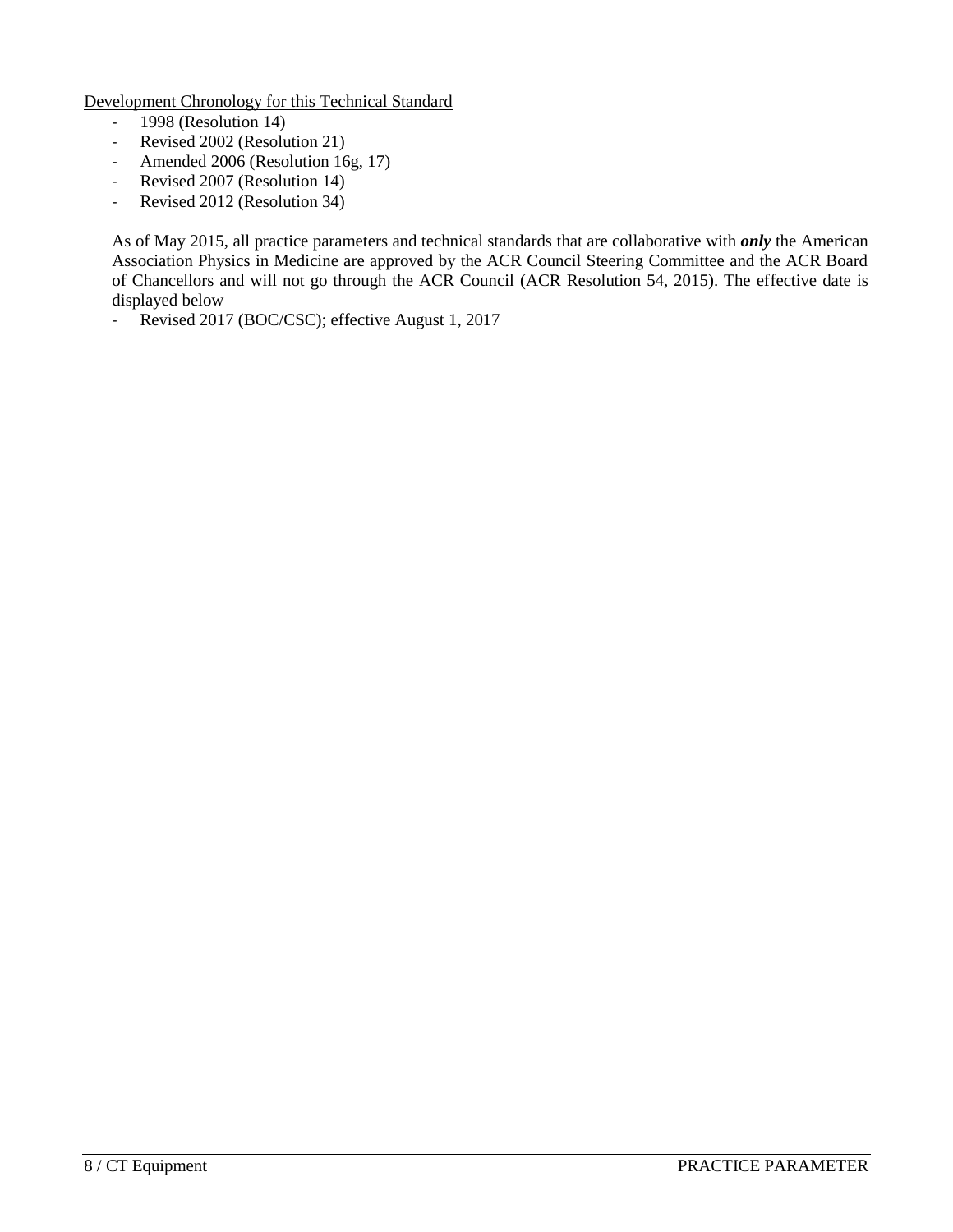Development Chronology for this Technical Standard

- 1998 (Resolution 14)
- Revised 2002 (Resolution 21)
- Amended 2006 (Resolution 16g, 17)
- Revised 2007 (Resolution 14)
- Revised 2012 (Resolution 34)

As of May 2015, all practice parameters and technical standards that are collaborative with ***only*** the American Association Physics in Medicine are approved by the ACR Council Steering Committee and the ACR Board of Chancellors and will not go through the ACR Council (ACR Resolution 54, 2015). The effective date is displayed below

- Revised 2017 (BOC/CSC); effective August 1, 2017